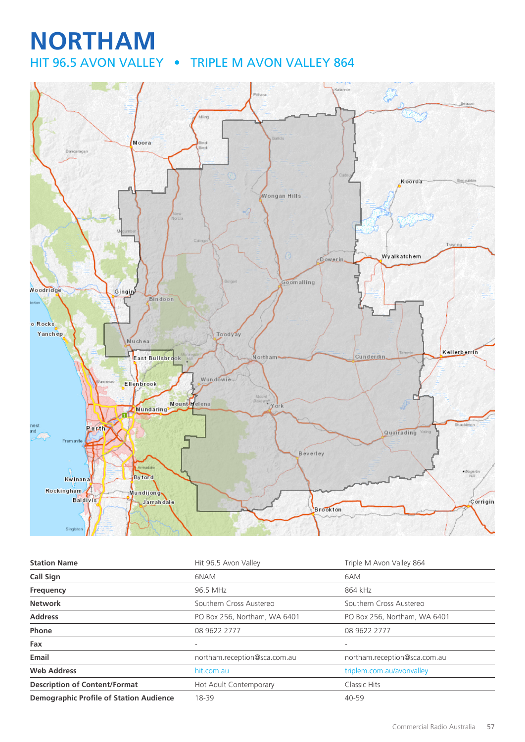# NORTHAM

## HIT 96.5 AVON VALLEY • TRIPLE M AVON VALLEY 864

| Station Name | Hit 96.5 Avon Valley | Triple M Avon Valley 864 |
|---|---|---|
| Call Sign | 6NAM | 6AM |
| Frequency | 96.5 MHz | 864 kHz |
| Network | Southern Cross Austereo | Southern Cross Austereo |
| Address | PO Box 256, Northam, WA 6401 | PO Box 256, Northam, WA 6401 |
| Phone | 08 9622 2777 | 08 9622 2777 |
| Fax | - | - |
| Email | northam.reception@sca.com.au | northam.reception@sca.com.au |
| Web Address | hit.com.au | triplem.com.au/avonvalley |
| Description of Content/Format | Hot Adult Contemporary | Classic Hits |
| Demographic Profile of Station Audience | 18-39 | 40-59 |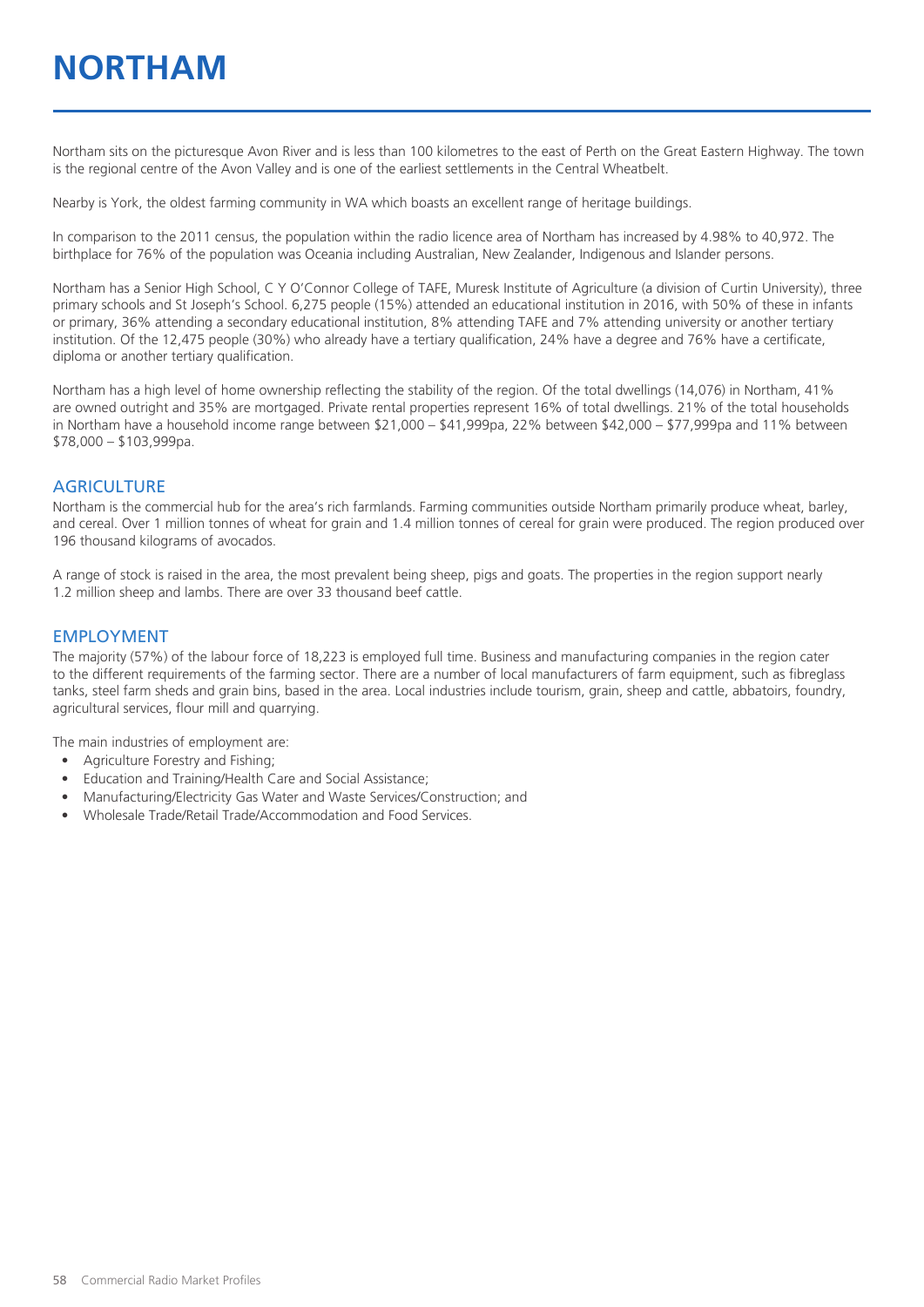# NORTHAM

Northam sits on the picturesque Avon River and is less than 100 kilometres to the east of Perth on the Great Eastern Highway. The town is the regional centre of the Avon Valley and is one of the earliest settlements in the Central Wheatbelt.

Nearby is York, the oldest farming community in WA which boasts an excellent range of heritage buildings.

In comparison to the 2011 census, the population within the radio licence area of Northam has increased by 4.98% to 40,972. The birthplace for 76% of the population was Oceania including Australian, New Zealander, Indigenous and Islander persons.

Northam has a Senior High School, C Y O'Connor College of TAFE, Muresk Institute of Agriculture (a division of Curtin University), three primary schools and St Joseph's School. 6,275 people (15%) attended an educational institution in 2016, with 50% of these in infants or primary, 36% attending a secondary educational institution, 8% attending TAFE and 7% attending university or another tertiary institution. Of the 12,475 people (30%) who already have a tertiary qualification, 24% have a degree and 76% have a certificate, diploma or another tertiary qualification.

Northam has a high level of home ownership reflecting the stability of the region. Of the total dwellings (14,076) in Northam, 41% are owned outright and 35% are mortgaged. Private rental properties represent 16% of total dwellings. 21% of the total households in Northam have a household income range between $21,000 – $41,999pa, 22% between $42,000 – $77,999pa and 11% between $78,000 – $103,999pa.

## AGRICULTURE

Northam is the commercial hub for the area's rich farmlands. Farming communities outside Northam primarily produce wheat, barley, and cereal. Over 1 million tonnes of wheat for grain and 1.4 million tonnes of cereal for grain were produced. The region produced over 196 thousand kilograms of avocados.

A range of stock is raised in the area, the most prevalent being sheep, pigs and goats. The properties in the region support nearly 1.2 million sheep and lambs. There are over 33 thousand beef cattle.

## EMPLOYMENT

The majority (57%) of the labour force of 18,223 is employed full time. Business and manufacturing companies in the region cater to the different requirements of the farming sector. There are a number of local manufacturers of farm equipment, such as fibreglass tanks, steel farm sheds and grain bins, based in the area. Local industries include tourism, grain, sheep and cattle, abbatoirs, foundry, agricultural services, flour mill and quarrying.

The main industries of employment are:

- Agriculture Forestry and Fishing;
- Education and Training/Health Care and Social Assistance;
- Manufacturing/Electricity Gas Water and Waste Services/Construction; and
- Wholesale Trade/Retail Trade/Accommodation and Food Services.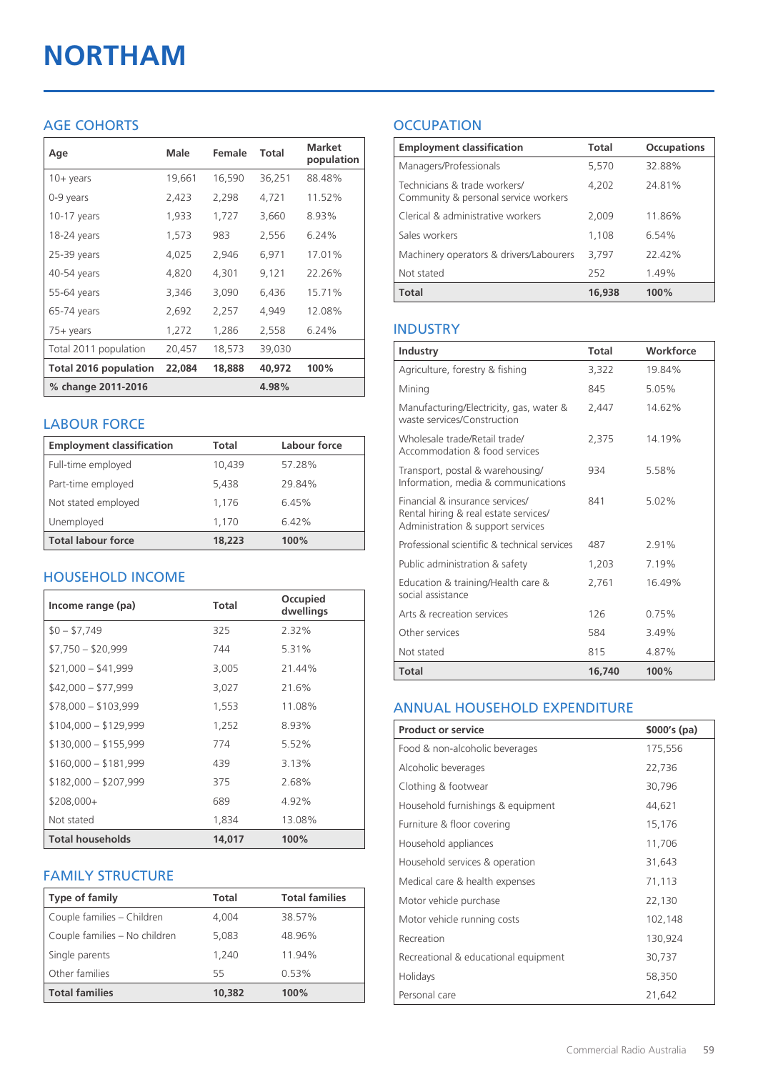# NORTHAM

## AGE COHORTS

| Age | Male | Female | Total | Market population |
|---|---|---|---|---|
| 10+ years | 19,661 | 16,590 | 36,251 | 88.48% |
| 0-9 years | 2,423 | 2,298 | 4,721 | 11.52% |
| 10-17 years | 1,933 | 1,727 | 3,660 | 8.93% |
| 18-24 years | 1,573 | 983 | 2,556 | 6.24% |
| 25-39 years | 4,025 | 2,946 | 6,971 | 17.01% |
| 40-54 years | 4,820 | 4,301 | 9,121 | 22.26% |
| 55-64 years | 3,346 | 3,090 | 6,436 | 15.71% |
| 65-74 years | 2,692 | 2,257 | 4,949 | 12.08% |
| 75+ years | 1,272 | 1,286 | 2,558 | 6.24% |
| Total 2011 population | 20,457 | 18,573 | 39,030 | |
| **Total 2016 population** | **22,084** | **18,888** | **40,972** | **100%** |
| **% change 2011-2016** | | | **4.98%** | |

## LABOUR FORCE

| Employment classification | Total | Labour force |
|---|---|---|
| Full-time employed | 10,439 | 57.28% |
| Part-time employed | 5,438 | 29.84% |
| Not stated employed | 1,176 | 6.45% |
| Unemployed | 1,170 | 6.42% |
| **Total labour force** | **18,223** | **100%** |

## HOUSEHOLD INCOME

| Income range (pa) | Total | Occupied dwellings |
|---|---|---|
| $0 – $7,749 | 325 | 2.32% |
| $7,750 – $20,999 | 744 | 5.31% |
| $21,000 – $41,999 | 3,005 | 21.44% |
| $42,000 – $77,999 | 3,027 | 21.6% |
| $78,000 – $103,999 | 1,553 | 11.08% |
| $104,000 – $129,999 | 1,252 | 8.93% |
| $130,000 – $155,999 | 774 | 5.52% |
| $160,000 – $181,999 | 439 | 3.13% |
| $182,000 – $207,999 | 375 | 2.68% |
| $208,000+ | 689 | 4.92% |
| Not stated | 1,834 | 13.08% |
| **Total households** | **14,017** | **100%** |

## FAMILY STRUCTURE

| Type of family | Total | Total families |
|---|---|---|
| Couple families – Children | 4,004 | 38.57% |
| Couple families – No children | 5,083 | 48.96% |
| Single parents | 1,240 | 11.94% |
| Other families | 55 | 0.53% |
| **Total families** | **10,382** | **100%** |

## OCCUPATION

| Employment classification | Total | Occupations |
|---|---|---|
| Managers/Professionals | 5,570 | 32.88% |
| Technicians & trade workers/ Community & personal service workers | 4,202 | 24.81% |
| Clerical & administrative workers | 2,009 | 11.86% |
| Sales workers | 1,108 | 6.54% |
| Machinery operators & drivers/Labourers | 3,797 | 22.42% |
| Not stated | 252 | 1.49% |
| **Total** | **16,938** | **100%** |

## INDUSTRY

| Industry | Total | Workforce |
|---|---|---|
| Agriculture, forestry & fishing | 3,322 | 19.84% |
| Mining | 845 | 5.05% |
| Manufacturing/Electricity, gas, water & waste services/Construction | 2,447 | 14.62% |
| Wholesale trade/Retail trade/ Accommodation & food services | 2,375 | 14.19% |
| Transport, postal & warehousing/ Information, media & communications | 934 | 5.58% |
| Financial & insurance services/ Rental hiring & real estate services/ Administration & support services | 841 | 5.02% |
| Professional scientific & technical services | 487 | 2.91% |
| Public administration & safety | 1,203 | 7.19% |
| Education & training/Health care & social assistance | 2,761 | 16.49% |
| Arts & recreation services | 126 | 0.75% |
| Other services | 584 | 3.49% |
| Not stated | 815 | 4.87% |
| **Total** | **16,740** | **100%** |

## ANNUAL HOUSEHOLD EXPENDITURE

| Product or service | $000's (pa) |
|---|---|
| Food & non-alcoholic beverages | 175,556 |
| Alcoholic beverages | 22,736 |
| Clothing & footwear | 30,796 |
| Household furnishings & equipment | 44,621 |
| Furniture & floor covering | 15,176 |
| Household appliances | 11,706 |
| Household services & operation | 31,643 |
| Medical care & health expenses | 71,113 |
| Motor vehicle purchase | 22,130 |
| Motor vehicle running costs | 102,148 |
| Recreation | 130,924 |
| Recreational & educational equipment | 30,737 |
| Holidays | 58,350 |
| Personal care | 21,642 |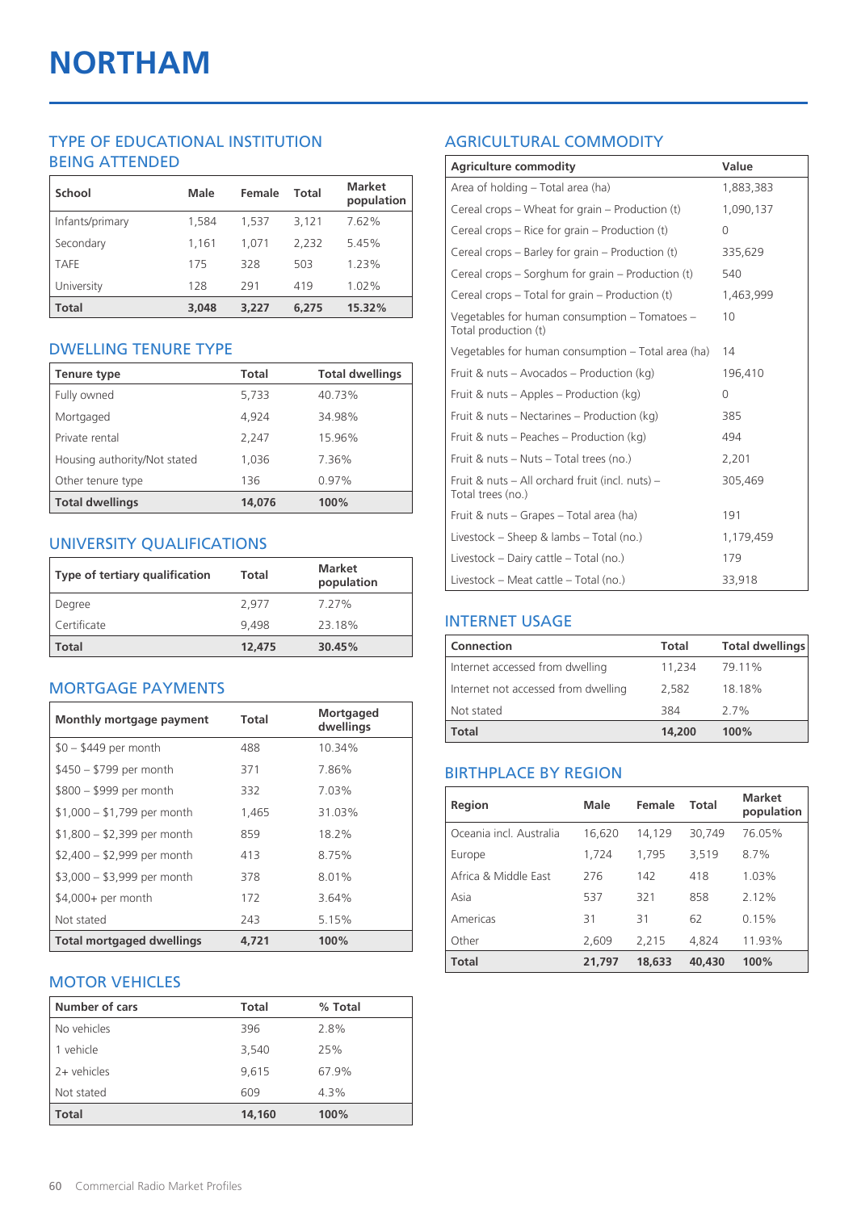# NORTHAM

## TYPE OF EDUCATIONAL INSTITUTION BEING ATTENDED

| School | Male | Female | Total | Market population |
|---|---|---|---|---|
| Infants/primary | 1,584 | 1,537 | 3,121 | 7.62% |
| Secondary | 1,161 | 1,071 | 2,232 | 5.45% |
| TAFE | 175 | 328 | 503 | 1.23% |
| University | 128 | 291 | 419 | 1.02% |
| **Total** | **3,048** | **3,227** | **6,275** | **15.32%** |

## DWELLING TENURE TYPE

| Tenure type | Total | Total dwellings |
|---|---|---|
| Fully owned | 5,733 | 40.73% |
| Mortgaged | 4,924 | 34.98% |
| Private rental | 2,247 | 15.96% |
| Housing authority/Not stated | 1,036 | 7.36% |
| Other tenure type | 136 | 0.97% |
| **Total dwellings** | **14,076** | **100%** |

## UNIVERSITY QUALIFICATIONS

| Type of tertiary qualification | Total | Market population |
|---|---|---|
| Degree | 2,977 | 7.27% |
| Certificate | 9,498 | 23.18% |
| **Total** | **12,475** | **30.45%** |

## MORTGAGE PAYMENTS

| Monthly mortgage payment | Total | Mortgaged dwellings |
|---|---|---|
| $0 – $449 per month | 488 | 10.34% |
| $450 – $799 per month | 371 | 7.86% |
| $800 – $999 per month | 332 | 7.03% |
| $1,000 – $1,799 per month | 1,465 | 31.03% |
| $1,800 – $2,399 per month | 859 | 18.2% |
| $2,400 – $2,999 per month | 413 | 8.75% |
| $3,000 – $3,999 per month | 378 | 8.01% |
| $4,000+ per month | 172 | 3.64% |
| Not stated | 243 | 5.15% |
| **Total mortgaged dwellings** | **4,721** | **100%** |

## MOTOR VEHICLES

| Number of cars | Total | % Total |
|---|---|---|
| No vehicles | 396 | 2.8% |
| 1 vehicle | 3,540 | 25% |
| 2+ vehicles | 9,615 | 67.9% |
| Not stated | 609 | 4.3% |
| **Total** | **14,160** | **100%** |

## AGRICULTURAL COMMODITY

| Agriculture commodity | Value |
|---|---|
| Area of holding – Total area (ha) | 1,883,383 |
| Cereal crops – Wheat for grain – Production (t) | 1,090,137 |
| Cereal crops – Rice for grain – Production (t) | 0 |
| Cereal crops – Barley for grain – Production (t) | 335,629 |
| Cereal crops – Sorghum for grain – Production (t) | 540 |
| Cereal crops – Total for grain – Production (t) | 1,463,999 |
| Vegetables for human consumption – Tomatoes – Total production (t) | 10 |
| Vegetables for human consumption – Total area (ha) | 14 |
| Fruit & nuts – Avocados – Production (kg) | 196,410 |
| Fruit & nuts – Apples – Production (kg) | 0 |
| Fruit & nuts – Nectarines – Production (kg) | 385 |
| Fruit & nuts – Peaches – Production (kg) | 494 |
| Fruit & nuts – Nuts – Total trees (no.) | 2,201 |
| Fruit & nuts – All orchard fruit (incl. nuts) – Total trees (no.) | 305,469 |
| Fruit & nuts – Grapes – Total area (ha) | 191 |
| Livestock – Sheep & lambs – Total (no.) | 1,179,459 |
| Livestock – Dairy cattle – Total (no.) | 179 |
| Livestock – Meat cattle – Total (no.) | 33,918 |

## INTERNET USAGE

| Connection | Total | Total dwellings |
|---|---|---|
| Internet accessed from dwelling | 11,234 | 79.11% |
| Internet not accessed from dwelling | 2,582 | 18.18% |
| Not stated | 384 | 2.7% |
| **Total** | **14,200** | **100%** |

## BIRTHPLACE BY REGION

| Region | Male | Female | Total | Market population |
|---|---|---|---|---|
| Oceania incl. Australia | 16,620 | 14,129 | 30,749 | 76.05% |
| Europe | 1,724 | 1,795 | 3,519 | 8.7% |
| Africa & Middle East | 276 | 142 | 418 | 1.03% |
| Asia | 537 | 321 | 858 | 2.12% |
| Americas | 31 | 31 | 62 | 0.15% |
| Other | 2,609 | 2,215 | 4,824 | 11.93% |
| **Total** | **21,797** | **18,633** | **40,430** | **100%** |